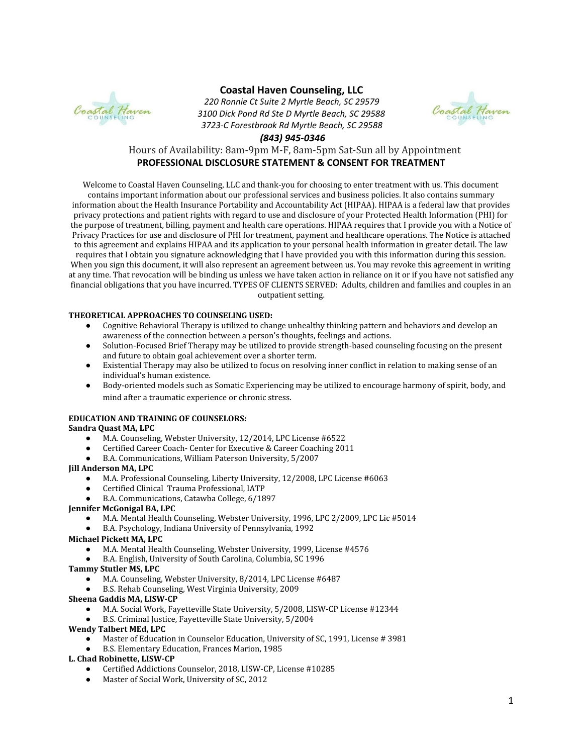# Coastal Haven Counseling, LLC

*220 Ronnie Ct Suite 2 Myrtle Beach, SC 29579*
*3100 Dick Pond Rd Ste D Myrtle Beach, SC 29588*
*3723-C Forestbrook Rd Myrtle Beach, SC 29588*

***(843) 945-0346***

Hours of Availability: 8am-9pm M-F, 8am-5pm Sat-Sun all by Appointment

**PROFESSIONAL DISCLOSURE STATEMENT & CONSENT FOR TREATMENT**

Welcome to Coastal Haven Counseling, LLC and thank-you for choosing to enter treatment with us. This document contains important information about our professional services and business policies. It also contains summary information about the Health Insurance Portability and Accountability Act (HIPAA). HIPAA is a federal law that provides privacy protections and patient rights with regard to use and disclosure of your Protected Health Information (PHI) for the purpose of treatment, billing, payment and health care operations. HIPAA requires that I provide you with a Notice of Privacy Practices for use and disclosure of PHI for treatment, payment and healthcare operations. The Notice is attached to this agreement and explains HIPAA and its application to your personal health information in greater detail. The law requires that I obtain you signature acknowledging that I have provided you with this information during this session. When you sign this document, it will also represent an agreement between us. You may revoke this agreement in writing at any time. That revocation will be binding us unless we have taken action in reliance on it or if you have not satisfied any financial obligations that you have incurred. TYPES OF CLIENTS SERVED: Adults, children and families and couples in an outpatient setting.

**THEORETICAL APPROACHES TO COUNSELING USED:**

- Cognitive Behavioral Therapy is utilized to change unhealthy thinking pattern and behaviors and develop an awareness of the connection between a person's thoughts, feelings and actions.
- Solution-Focused Brief Therapy may be utilized to provide strength-based counseling focusing on the present and future to obtain goal achievement over a shorter term.
- Existential Therapy may also be utilized to focus on resolving inner conflict in relation to making sense of an individual's human existence.
- Body-oriented models such as Somatic Experiencing may be utilized to encourage harmony of spirit, body, and mind after a traumatic experience or chronic stress.

**EDUCATION AND TRAINING OF COUNSELORS:**

**Sandra Quast MA, LPC**

- M.A. Counseling, Webster University, 12/2014, LPC License #6522
- Certified Career Coach- Center for Executive & Career Coaching 2011
- B.A. Communications, William Paterson University, 5/2007

**Jill Anderson MA, LPC**

- M.A. Professional Counseling, Liberty University, 12/2008, LPC License #6063
- Certified Clinical Trauma Professional, IATP
- B.A. Communications, Catawba College, 6/1897

**Jennifer McGonigal BA, LPC**

- M.A. Mental Health Counseling, Webster University, 1996, LPC 2/2009, LPC Lic #5014
- B.A. Psychology, Indiana University of Pennsylvania, 1992

**Michael Pickett MA, LPC**

- M.A. Mental Health Counseling, Webster University, 1999, License #4576
- B.A. English, University of South Carolina, Columbia, SC 1996

**Tammy Stutler MS, LPC**

- M.A. Counseling, Webster University, 8/2014, LPC License #6487
- B.S. Rehab Counseling, West Virginia University, 2009

**Sheena Gaddis MA, LISW-CP**

- M.A. Social Work, Fayetteville State University, 5/2008, LISW-CP License #12344
- B.S. Criminal Justice, Fayetteville State University, 5/2004

**Wendy Talbert MEd, LPC**

- Master of Education in Counselor Education, University of SC, 1991, License # 3981
- B.S. Elementary Education, Frances Marion, 1985

**L. Chad Robinette, LISW-CP**

- Certified Addictions Counselor, 2018, LISW-CP, License #10285
- Master of Social Work, University of SC, 2012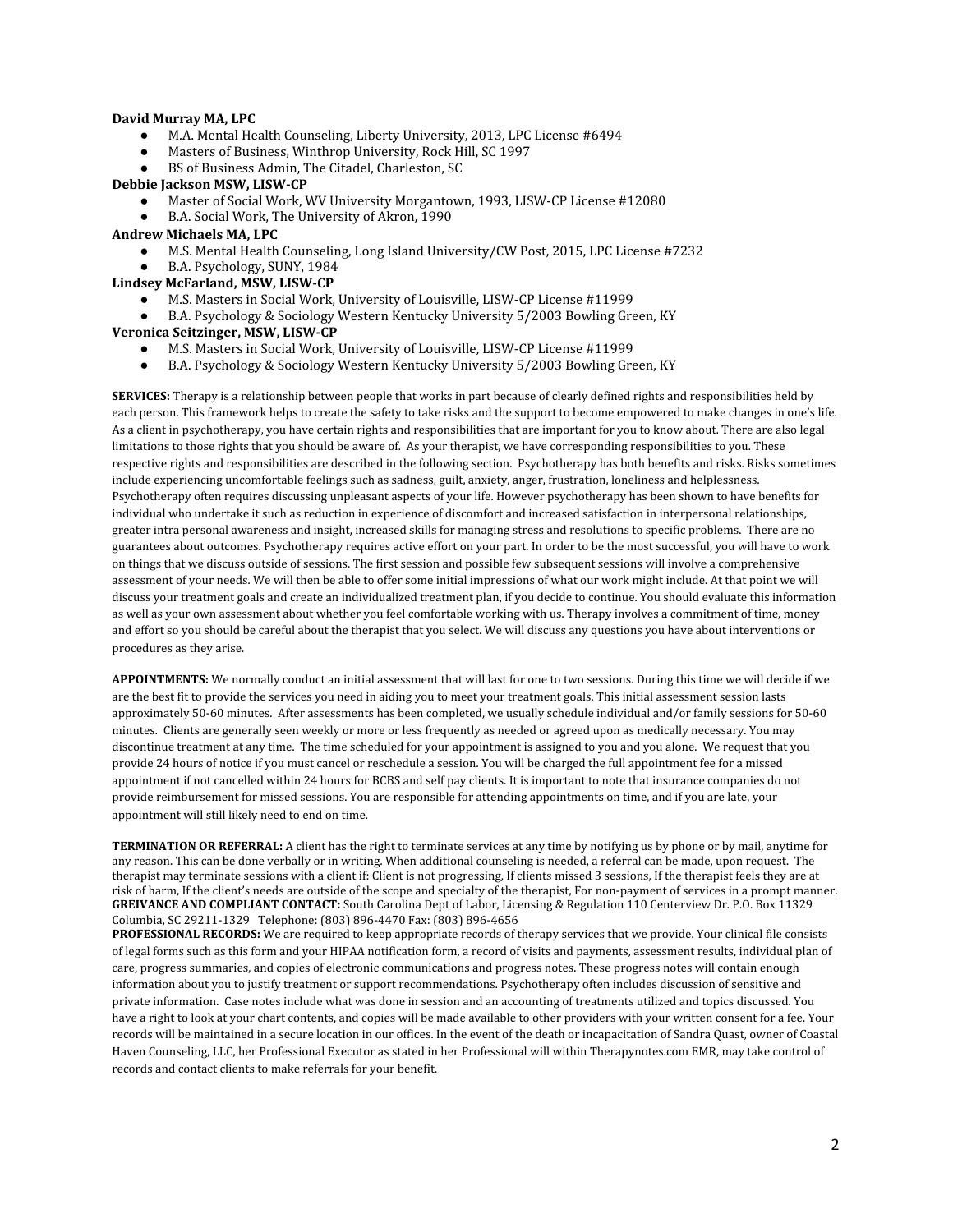**David Murray MA, LPC**

- M.A. Mental Health Counseling, Liberty University, 2013, LPC License #6494
- Masters of Business, Winthrop University, Rock Hill, SC 1997
- BS of Business Admin, The Citadel, Charleston, SC

**Debbie Jackson MSW, LISW-CP**

- Master of Social Work, WV University Morgantown, 1993, LISW-CP License #12080
- B.A. Social Work, The University of Akron, 1990

**Andrew Michaels MA, LPC**

- M.S. Mental Health Counseling, Long Island University/CW Post, 2015, LPC License #7232
- B.A. Psychology, SUNY, 1984

**Lindsey McFarland, MSW, LISW-CP**

- M.S. Masters in Social Work, University of Louisville, LISW-CP License #11999
- B.A. Psychology & Sociology Western Kentucky University 5/2003 Bowling Green, KY

**Veronica Seitzinger, MSW, LISW-CP**

- M.S. Masters in Social Work, University of Louisville, LISW-CP License #11999
- B.A. Psychology & Sociology Western Kentucky University 5/2003 Bowling Green, KY

**SERVICES:** Therapy is a relationship between people that works in part because of clearly defined rights and responsibilities held by each person. This framework helps to create the safety to take risks and the support to become empowered to make changes in one's life. As a client in psychotherapy, you have certain rights and responsibilities that are important for you to know about. There are also legal limitations to those rights that you should be aware of. As your therapist, we have corresponding responsibilities to you. These respective rights and responsibilities are described in the following section. Psychotherapy has both benefits and risks. Risks sometimes include experiencing uncomfortable feelings such as sadness, guilt, anxiety, anger, frustration, loneliness and helplessness. Psychotherapy often requires discussing unpleasant aspects of your life. However psychotherapy has been shown to have benefits for individual who undertake it such as reduction in experience of discomfort and increased satisfaction in interpersonal relationships, greater intra personal awareness and insight, increased skills for managing stress and resolutions to specific problems. There are no guarantees about outcomes. Psychotherapy requires active effort on your part. In order to be the most successful, you will have to work on things that we discuss outside of sessions. The first session and possible few subsequent sessions will involve a comprehensive assessment of your needs. We will then be able to offer some initial impressions of what our work might include. At that point we will discuss your treatment goals and create an individualized treatment plan, if you decide to continue. You should evaluate this information as well as your own assessment about whether you feel comfortable working with us. Therapy involves a commitment of time, money and effort so you should be careful about the therapist that you select. We will discuss any questions you have about interventions or procedures as they arise.

**APPOINTMENTS:** We normally conduct an initial assessment that will last for one to two sessions. During this time we will decide if we are the best fit to provide the services you need in aiding you to meet your treatment goals. This initial assessment session lasts approximately 50-60 minutes. After assessments has been completed, we usually schedule individual and/or family sessions for 50-60 minutes. Clients are generally seen weekly or more or less frequently as needed or agreed upon as medically necessary. You may discontinue treatment at any time. The time scheduled for your appointment is assigned to you and you alone. We request that you provide 24 hours of notice if you must cancel or reschedule a session. You will be charged the full appointment fee for a missed appointment if not cancelled within 24 hours for BCBS and self pay clients. It is important to note that insurance companies do not provide reimbursement for missed sessions. You are responsible for attending appointments on time, and if you are late, your appointment will still likely need to end on time.

**TERMINATION OR REFERRAL:** A client has the right to terminate services at any time by notifying us by phone or by mail, anytime for any reason. This can be done verbally or in writing. When additional counseling is needed, a referral can be made, upon request. The therapist may terminate sessions with a client if: Client is not progressing, If clients missed 3 sessions, If the therapist feels they are at risk of harm, If the client's needs are outside of the scope and specialty of the therapist, For non-payment of services in a prompt manner.

**GREIVANCE AND COMPLIANT CONTACT:** South Carolina Dept of Labor, Licensing & Regulation 110 Centerview Dr. P.O. Box 11329 Columbia, SC 29211-1329 Telephone: (803) 896-4470 Fax: (803) 896-4656

**PROFESSIONAL RECORDS:** We are required to keep appropriate records of therapy services that we provide. Your clinical file consists of legal forms such as this form and your HIPAA notification form, a record of visits and payments, assessment results, individual plan of care, progress summaries, and copies of electronic communications and progress notes. These progress notes will contain enough information about you to justify treatment or support recommendations. Psychotherapy often includes discussion of sensitive and private information. Case notes include what was done in session and an accounting of treatments utilized and topics discussed. You have a right to look at your chart contents, and copies will be made available to other providers with your written consent for a fee. Your records will be maintained in a secure location in our offices. In the event of the death or incapacitation of Sandra Quast, owner of Coastal Haven Counseling, LLC, her Professional Executor as stated in her Professional will within Therapynotes.com EMR, may take control of records and contact clients to make referrals for your benefit.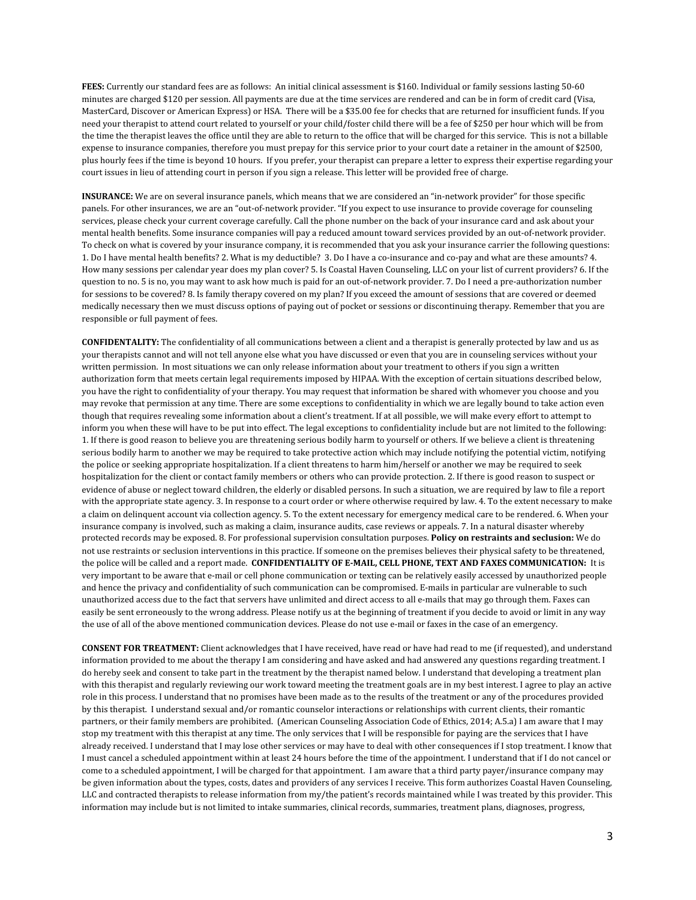**FEES:** Currently our standard fees are as follows: An initial clinical assessment is $160. Individual or family sessions lasting 50-60 minutes are charged $120 per session. All payments are due at the time services are rendered and can be in form of credit card (Visa, MasterCard, Discover or American Express) or HSA. There will be a $35.00 fee for checks that are returned for insufficient funds. If you need your therapist to attend court related to yourself or your child/foster child there will be a fee of $250 per hour which will be from the time the therapist leaves the office until they are able to return to the office that will be charged for this service. This is not a billable expense to insurance companies, therefore you must prepay for this service prior to your court date a retainer in the amount of $2500, plus hourly fees if the time is beyond 10 hours. If you prefer, your therapist can prepare a letter to express their expertise regarding your court issues in lieu of attending court in person if you sign a release. This letter will be provided free of charge.

**INSURANCE:** We are on several insurance panels, which means that we are considered an "in-network provider" for those specific panels. For other insurances, we are an "out-of-network provider. "If you expect to use insurance to provide coverage for counseling services, please check your current coverage carefully. Call the phone number on the back of your insurance card and ask about your mental health benefits. Some insurance companies will pay a reduced amount toward services provided by an out-of-network provider. To check on what is covered by your insurance company, it is recommended that you ask your insurance carrier the following questions: 1. Do I have mental health benefits? 2. What is my deductible? 3. Do I have a co-insurance and co-pay and what are these amounts? 4. How many sessions per calendar year does my plan cover? 5. Is Coastal Haven Counseling, LLC on your list of current providers? 6. If the question to no. 5 is no, you may want to ask how much is paid for an out-of-network provider. 7. Do I need a pre-authorization number for sessions to be covered? 8. Is family therapy covered on my plan? If you exceed the amount of sessions that are covered or deemed medically necessary then we must discuss options of paying out of pocket or sessions or discontinuing therapy. Remember that you are responsible or full payment of fees.

**CONFIDENTALITY:** The confidentiality of all communications between a client and a therapist is generally protected by law and us as your therapists cannot and will not tell anyone else what you have discussed or even that you are in counseling services without your written permission. In most situations we can only release information about your treatment to others if you sign a written authorization form that meets certain legal requirements imposed by HIPAA. With the exception of certain situations described below, you have the right to confidentiality of your therapy. You may request that information be shared with whomever you choose and you may revoke that permission at any time. There are some exceptions to confidentiality in which we are legally bound to take action even though that requires revealing some information about a client's treatment. If at all possible, we will make every effort to attempt to inform you when these will have to be put into effect. The legal exceptions to confidentiality include but are not limited to the following: 1. If there is good reason to believe you are threatening serious bodily harm to yourself or others. If we believe a client is threatening serious bodily harm to another we may be required to take protective action which may include notifying the potential victim, notifying the police or seeking appropriate hospitalization. If a client threatens to harm him/herself or another we may be required to seek hospitalization for the client or contact family members or others who can provide protection. 2. If there is good reason to suspect or evidence of abuse or neglect toward children, the elderly or disabled persons. In such a situation, we are required by law to file a report with the appropriate state agency. 3. In response to a court order or where otherwise required by law. 4. To the extent necessary to make a claim on delinquent account via collection agency. 5. To the extent necessary for emergency medical care to be rendered. 6. When your insurance company is involved, such as making a claim, insurance audits, case reviews or appeals. 7. In a natural disaster whereby protected records may be exposed. 8. For professional supervision consultation purposes. **Policy on restraints and seclusion:** We do not use restraints or seclusion interventions in this practice. If someone on the premises believes their physical safety to be threatened, the police will be called and a report made. **CONFIDENTIALITY OF E-MAIL, CELL PHONE, TEXT AND FAXES COMMUNICATION:** It is very important to be aware that e-mail or cell phone communication or texting can be relatively easily accessed by unauthorized people and hence the privacy and confidentiality of such communication can be compromised. E-mails in particular are vulnerable to such unauthorized access due to the fact that servers have unlimited and direct access to all e-mails that may go through them. Faxes can easily be sent erroneously to the wrong address. Please notify us at the beginning of treatment if you decide to avoid or limit in any way the use of all of the above mentioned communication devices. Please do not use e-mail or faxes in the case of an emergency.

**CONSENT FOR TREATMENT:** Client acknowledges that I have received, have read or have had read to me (if requested), and understand information provided to me about the therapy I am considering and have asked and had answered any questions regarding treatment. I do hereby seek and consent to take part in the treatment by the therapist named below. I understand that developing a treatment plan with this therapist and regularly reviewing our work toward meeting the treatment goals are in my best interest. I agree to play an active role in this process. I understand that no promises have been made as to the results of the treatment or any of the procedures provided by this therapist. I understand sexual and/or romantic counselor interactions or relationships with current clients, their romantic partners, or their family members are prohibited. (American Counseling Association Code of Ethics, 2014; A.5.a) I am aware that I may stop my treatment with this therapist at any time. The only services that I will be responsible for paying are the services that I have already received. I understand that I may lose other services or may have to deal with other consequences if I stop treatment. I know that I must cancel a scheduled appointment within at least 24 hours before the time of the appointment. I understand that if I do not cancel or come to a scheduled appointment, I will be charged for that appointment. I am aware that a third party payer/insurance company may be given information about the types, costs, dates and providers of any services I receive. This form authorizes Coastal Haven Counseling, LLC and contracted therapists to release information from my/the patient's records maintained while I was treated by this provider. This information may include but is not limited to intake summaries, clinical records, summaries, treatment plans, diagnoses, progress,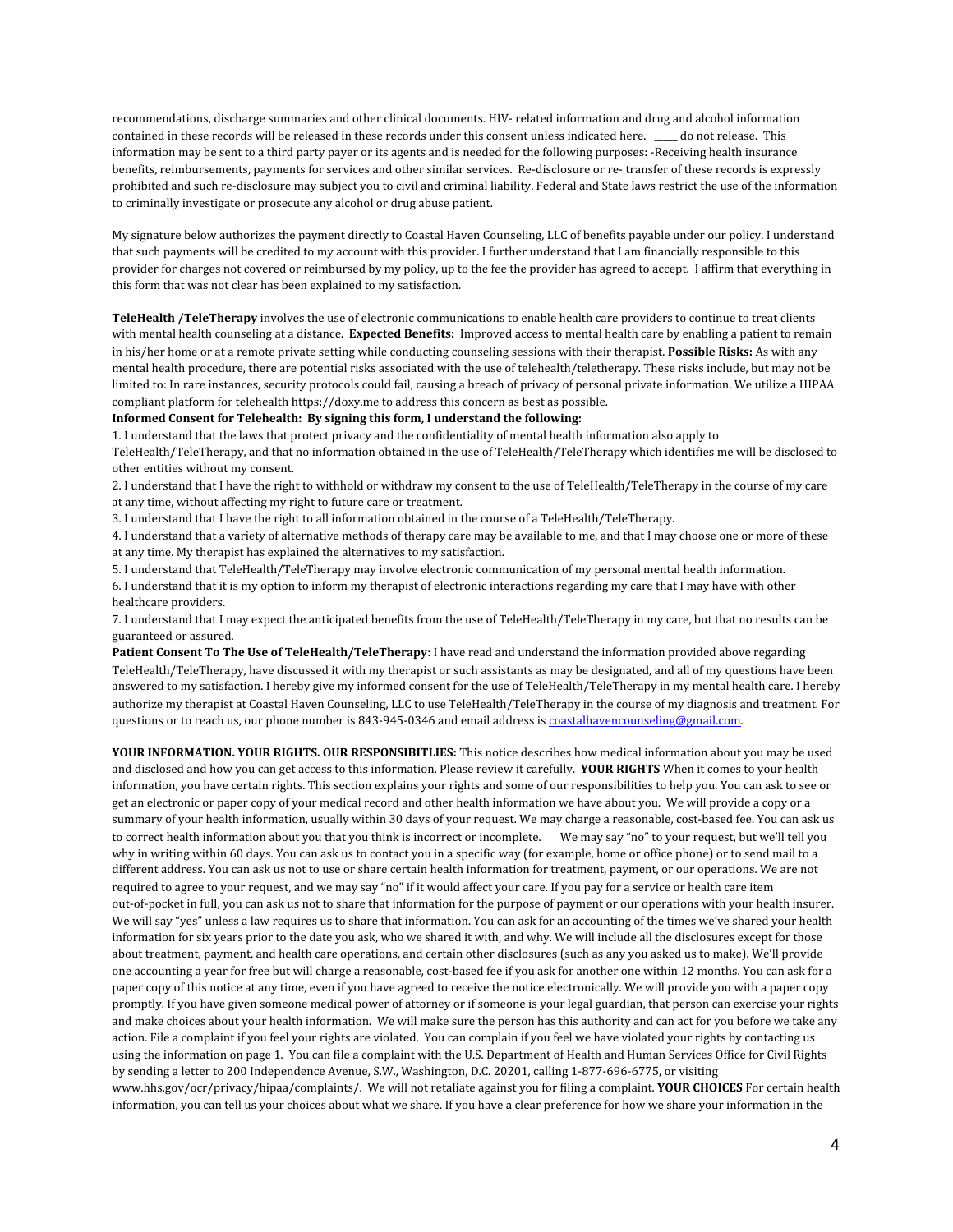recommendations, discharge summaries and other clinical documents. HIV- related information and drug and alcohol information contained in these records will be released in these records under this consent unless indicated here. ____ do not release. This information may be sent to a third party payer or its agents and is needed for the following purposes: -Receiving health insurance benefits, reimbursements, payments for services and other similar services. Re-disclosure or re- transfer of these records is expressly prohibited and such re-disclosure may subject you to civil and criminal liability. Federal and State laws restrict the use of the information to criminally investigate or prosecute any alcohol or drug abuse patient.

My signature below authorizes the payment directly to Coastal Haven Counseling, LLC of benefits payable under our policy. I understand that such payments will be credited to my account with this provider. I further understand that I am financially responsible to this provider for charges not covered or reimbursed by my policy, up to the fee the provider has agreed to accept. I affirm that everything in this form that was not clear has been explained to my satisfaction.

**TeleHealth /TeleTherapy** involves the use of electronic communications to enable health care providers to continue to treat clients with mental health counseling at a distance. **Expected Benefits:** Improved access to mental health care by enabling a patient to remain in his/her home or at a remote private setting while conducting counseling sessions with their therapist. **Possible Risks:** As with any mental health procedure, there are potential risks associated with the use of telehealth/teletherapy. These risks include, but may not be limited to: In rare instances, security protocols could fail, causing a breach of privacy of personal private information. We utilize a HIPAA compliant platform for telehealth https://doxy.me to address this concern as best as possible.

**Informed Consent for Telehealth: By signing this form, I understand the following:**

1. I understand that the laws that protect privacy and the confidentiality of mental health information also apply to TeleHealth/TeleTherapy, and that no information obtained in the use of TeleHealth/TeleTherapy which identifies me will be disclosed to other entities without my consent.
2. I understand that I have the right to withhold or withdraw my consent to the use of TeleHealth/TeleTherapy in the course of my care at any time, without affecting my right to future care or treatment.
3. I understand that I have the right to all information obtained in the course of a TeleHealth/TeleTherapy.
4. I understand that a variety of alternative methods of therapy care may be available to me, and that I may choose one or more of these at any time. My therapist has explained the alternatives to my satisfaction.
5. I understand that TeleHealth/TeleTherapy may involve electronic communication of my personal mental health information.
6. I understand that it is my option to inform my therapist of electronic interactions regarding my care that I may have with other healthcare providers.
7. I understand that I may expect the anticipated benefits from the use of TeleHealth/TeleTherapy in my care, but that no results can be guaranteed or assured.

**Patient Consent To The Use of TeleHealth/TeleTherapy**: I have read and understand the information provided above regarding TeleHealth/TeleTherapy, have discussed it with my therapist or such assistants as may be designated, and all of my questions have been answered to my satisfaction. I hereby give my informed consent for the use of TeleHealth/TeleTherapy in my mental health care. I hereby authorize my therapist at Coastal Haven Counseling, LLC to use TeleHealth/TeleTherapy in the course of my diagnosis and treatment. For questions or to reach us, our phone number is 843-945-0346 and email address is coastalhavencounseling@gmail.com.

**YOUR INFORMATION. YOUR RIGHTS. OUR RESPONSIBITLIES:** This notice describes how medical information about you may be used and disclosed and how you can get access to this information. Please review it carefully. **YOUR RIGHTS** When it comes to your health information, you have certain rights. This section explains your rights and some of our responsibilities to help you. You can ask to see or get an electronic or paper copy of your medical record and other health information we have about you. We will provide a copy or a summary of your health information, usually within 30 days of your request. We may charge a reasonable, cost-based fee. You can ask us to correct health information about you that you think is incorrect or incomplete. We may say "no" to your request, but we'll tell you why in writing within 60 days. You can ask us to contact you in a specific way (for example, home or office phone) or to send mail to a different address. You can ask us not to use or share certain health information for treatment, payment, or our operations. We are not required to agree to your request, and we may say "no" if it would affect your care. If you pay for a service or health care item out-of-pocket in full, you can ask us not to share that information for the purpose of payment or our operations with your health insurer. We will say "yes" unless a law requires us to share that information. You can ask for an accounting of the times we've shared your health information for six years prior to the date you ask, who we shared it with, and why. We will include all the disclosures except for those about treatment, payment, and health care operations, and certain other disclosures (such as any you asked us to make). We'll provide one accounting a year for free but will charge a reasonable, cost-based fee if you ask for another one within 12 months. You can ask for a paper copy of this notice at any time, even if you have agreed to receive the notice electronically. We will provide you with a paper copy promptly. If you have given someone medical power of attorney or if someone is your legal guardian, that person can exercise your rights and make choices about your health information. We will make sure the person has this authority and can act for you before we take any action. File a complaint if you feel your rights are violated. You can complain if you feel we have violated your rights by contacting us using the information on page 1. You can file a complaint with the U.S. Department of Health and Human Services Office for Civil Rights by sending a letter to 200 Independence Avenue, S.W., Washington, D.C. 20201, calling 1-877-696-6775, or visiting www.hhs.gov/ocr/privacy/hipaa/complaints/. We will not retaliate against you for filing a complaint. **YOUR CHOICES** For certain health information, you can tell us your choices about what we share. If you have a clear preference for how we share your information in the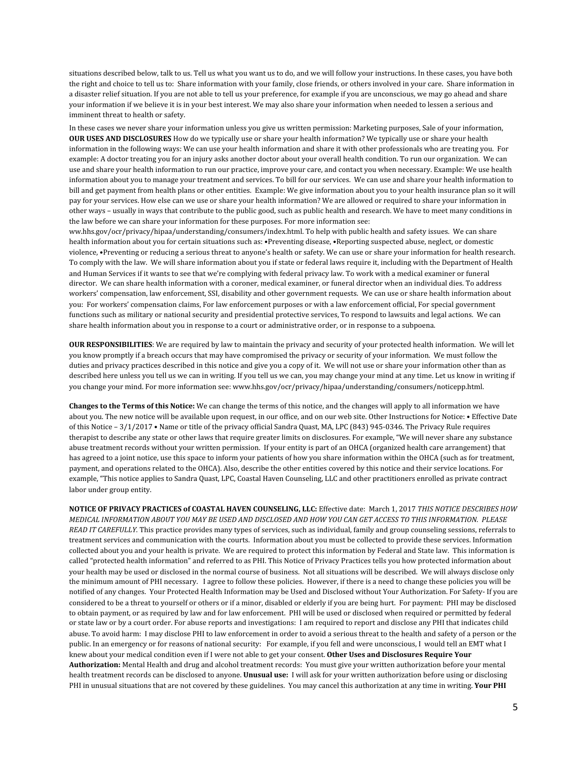situations described below, talk to us. Tell us what you want us to do, and we will follow your instructions. In these cases, you have both the right and choice to tell us to: Share information with your family, close friends, or others involved in your care. Share information in a disaster relief situation. If you are not able to tell us your preference, for example if you are unconscious, we may go ahead and share your information if we believe it is in your best interest. We may also share your information when needed to lessen a serious and imminent threat to health or safety.

In these cases we never share your information unless you give us written permission: Marketing purposes, Sale of your information, **OUR USES AND DISCLOSURES** How do we typically use or share your health information? We typically use or share your health information in the following ways: We can use your health information and share it with other professionals who are treating you. For example: A doctor treating you for an injury asks another doctor about your overall health condition. To run our organization. We can use and share your health information to run our practice, improve your care, and contact you when necessary. Example: We use health information about you to manage your treatment and services. To bill for our services. We can use and share your health information to bill and get payment from health plans or other entities. Example: We give information about you to your health insurance plan so it will pay for your services. How else can we use or share your health information? We are allowed or required to share your information in other ways – usually in ways that contribute to the public good, such as public health and research. We have to meet many conditions in the law before we can share your information for these purposes. For more information see: ww.hhs.gov/ocr/privacy/hipaa/understanding/consumers/index.html. To help with public health and safety issues. We can share health information about you for certain situations such as: •Preventing disease, •Reporting suspected abuse, neglect, or domestic violence, •Preventing or reducing a serious threat to anyone's health or safety. We can use or share your information for health research. To comply with the law. We will share information about you if state or federal laws require it, including with the Department of Health and Human Services if it wants to see that we're complying with federal privacy law. To work with a medical examiner or funeral director. We can share health information with a coroner, medical examiner, or funeral director when an individual dies. To address workers' compensation, law enforcement, SSI, disability and other government requests. We can use or share health information about you: For workers' compensation claims, For law enforcement purposes or with a law enforcement official, For special government functions such as military or national security and presidential protective services, To respond to lawsuits and legal actions. We can share health information about you in response to a court or administrative order, or in response to a subpoena.

**OUR RESPONSIBILITIES**: We are required by law to maintain the privacy and security of your protected health information. We will let you know promptly if a breach occurs that may have compromised the privacy or security of your information. We must follow the duties and privacy practices described in this notice and give you a copy of it. We will not use or share your information other than as described here unless you tell us we can in writing. If you tell us we can, you may change your mind at any time. Let us know in writing if you change your mind. For more information see: www.hhs.gov/ocr/privacy/hipaa/understanding/consumers/noticepp.html.

**Changes to the Terms of this Notice:** We can change the terms of this notice, and the changes will apply to all information we have about you. The new notice will be available upon request, in our office, and on our web site. Other Instructions for Notice: • Effective Date of this Notice – 3/1/2017 • Name or title of the privacy official Sandra Quast, MA, LPC (843) 945-0346. The Privacy Rule requires therapist to describe any state or other laws that require greater limits on disclosures. For example, "We will never share any substance abuse treatment records without your written permission. If your entity is part of an OHCA (organized health care arrangement) that has agreed to a joint notice, use this space to inform your patients of how you share information within the OHCA (such as for treatment, payment, and operations related to the OHCA). Also, describe the other entities covered by this notice and their service locations. For example, "This notice applies to Sandra Quast, LPC, Coastal Haven Counseling, LLC and other practitioners enrolled as private contract labor under group entity.

**NOTICE OF PRIVACY PRACTICES of COASTAL HAVEN COUNSELING, LLC:** Effective date: March 1, 2017 *THIS NOTICE DESCRIBES HOW MEDICAL INFORMATION ABOUT YOU MAY BE USED AND DISCLOSED AND HOW YOU CAN GET ACCESS TO THIS INFORMATION. PLEASE READ IT CAREFULLY.* This practice provides many types of services, such as individual, family and group counseling sessions, referrals to treatment services and communication with the courts. Information about you must be collected to provide these services. Information collected about you and your health is private. We are required to protect this information by Federal and State law. This information is called "protected health information" and referred to as PHI. This Notice of Privacy Practices tells you how protected information about your health may be used or disclosed in the normal course of business. Not all situations will be described. We will always disclose only the minimum amount of PHI necessary. I agree to follow these policies. However, if there is a need to change these policies you will be notified of any changes. Your Protected Health Information may be Used and Disclosed without Your Authorization. For Safety- If you are considered to be a threat to yourself or others or if a minor, disabled or elderly if you are being hurt. For payment: PHI may be disclosed to obtain payment, or as required by law and for law enforcement. PHI will be used or disclosed when required or permitted by federal or state law or by a court order. For abuse reports and investigations: I am required to report and disclose any PHI that indicates child abuse. To avoid harm: I may disclose PHI to law enforcement in order to avoid a serious threat to the health and safety of a person or the public. In an emergency or for reasons of national security: For example, if you fell and were unconscious, I would tell an EMT what I knew about your medical condition even if I were not able to get your consent. **Other Uses and Disclosures Require Your Authorization:** Mental Health and drug and alcohol treatment records: You must give your written authorization before your mental health treatment records can be disclosed to anyone. **Unusual use:** I will ask for your written authorization before using or disclosing PHI in unusual situations that are not covered by these guidelines. You may cancel this authorization at any time in writing. **Your PHI**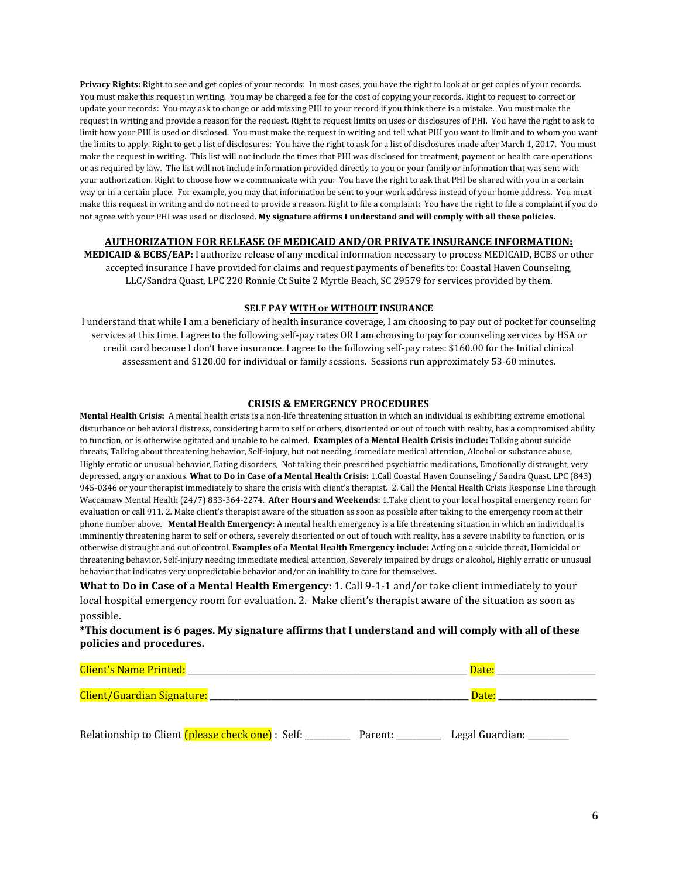**Privacy Rights:** Right to see and get copies of your records: In most cases, you have the right to look at or get copies of your records. You must make this request in writing. You may be charged a fee for the cost of copying your records. Right to request to correct or update your records: You may ask to change or add missing PHI to your record if you think there is a mistake. You must make the request in writing and provide a reason for the request. Right to request limits on uses or disclosures of PHI. You have the right to ask to limit how your PHI is used or disclosed. You must make the request in writing and tell what PHI you want to limit and to whom you want the limits to apply. Right to get a list of disclosures: You have the right to ask for a list of disclosures made after March 1, 2017. You must make the request in writing. This list will not include the times that PHI was disclosed for treatment, payment or health care operations or as required by law. The list will not include information provided directly to you or your family or information that was sent with your authorization. Right to choose how we communicate with you: You have the right to ask that PHI be shared with you in a certain way or in a certain place. For example, you may that information be sent to your work address instead of your home address. You must make this request in writing and do not need to provide a reason. Right to file a complaint: You have the right to file a complaint if you do not agree with your PHI was used or disclosed. **My signature affirms I understand and will comply with all these policies.**

## AUTHORIZATION FOR RELEASE OF MEDICAID AND/OR PRIVATE INSURANCE INFORMATION:

**MEDICAID & BCBS/EAP:** I authorize release of any medical information necessary to process MEDICAID, BCBS or other accepted insurance I have provided for claims and request payments of benefits to: Coastal Haven Counseling, LLC/Sandra Quast, LPC 220 Ronnie Ct Suite 2 Myrtle Beach, SC 29579 for services provided by them.

### SELF PAY WITH or WITHOUT INSURANCE

I understand that while I am a beneficiary of health insurance coverage, I am choosing to pay out of pocket for counseling services at this time. I agree to the following self-pay rates OR I am choosing to pay for counseling services by HSA or credit card because I don't have insurance. I agree to the following self-pay rates: $160.00 for the Initial clinical assessment and $120.00 for individual or family sessions. Sessions run approximately 53-60 minutes.

### CRISIS & EMERGENCY PROCEDURES

**Mental Health Crisis:** A mental health crisis is a non-life threatening situation in which an individual is exhibiting extreme emotional disturbance or behavioral distress, considering harm to self or others, disoriented or out of touch with reality, has a compromised ability to function, or is otherwise agitated and unable to be calmed. **Examples of a Mental Health Crisis include:** Talking about suicide threats, Talking about threatening behavior, Self-injury, but not needing, immediate medical attention, Alcohol or substance abuse, Highly erratic or unusual behavior, Eating disorders, Not taking their prescribed psychiatric medications, Emotionally distraught, very depressed, angry or anxious. **What to Do in Case of a Mental Health Crisis:** 1.Call Coastal Haven Counseling / Sandra Quast, LPC (843) 945-0346 or your therapist immediately to share the crisis with client's therapist. 2. Call the Mental Health Crisis Response Line through Waccamaw Mental Health (24/7) 833-364-2274. **After Hours and Weekends:** 1.Take client to your local hospital emergency room for evaluation or call 911. 2. Make client's therapist aware of the situation as soon as possible after taking to the emergency room at their phone number above. **Mental Health Emergency:** A mental health emergency is a life threatening situation in which an individual is imminently threatening harm to self or others, severely disoriented or out of touch with reality, has a severe inability to function, or is otherwise distraught and out of control. **Examples of a Mental Health Emergency include:** Acting on a suicide threat, Homicidal or threatening behavior, Self-injury needing immediate medical attention, Severely impaired by drugs or alcohol, Highly erratic or unusual behavior that indicates very unpredictable behavior and/or an inability to care for themselves.

**What to Do in Case of a Mental Health Emergency:** 1. Call 9-1-1 and/or take client immediately to your local hospital emergency room for evaluation. 2. Make client's therapist aware of the situation as soon as possible.

**\*This document is 6 pages. My signature affirms that I understand and will comply with all of these policies and procedures.**

Client's Name Printed: ______________________________ Date: ______________

Client/Guardian Signature: ______________________________ Date: ______________

Relationship to Client (please check one) : Self: _________ Parent: _________ Legal Guardian: ________